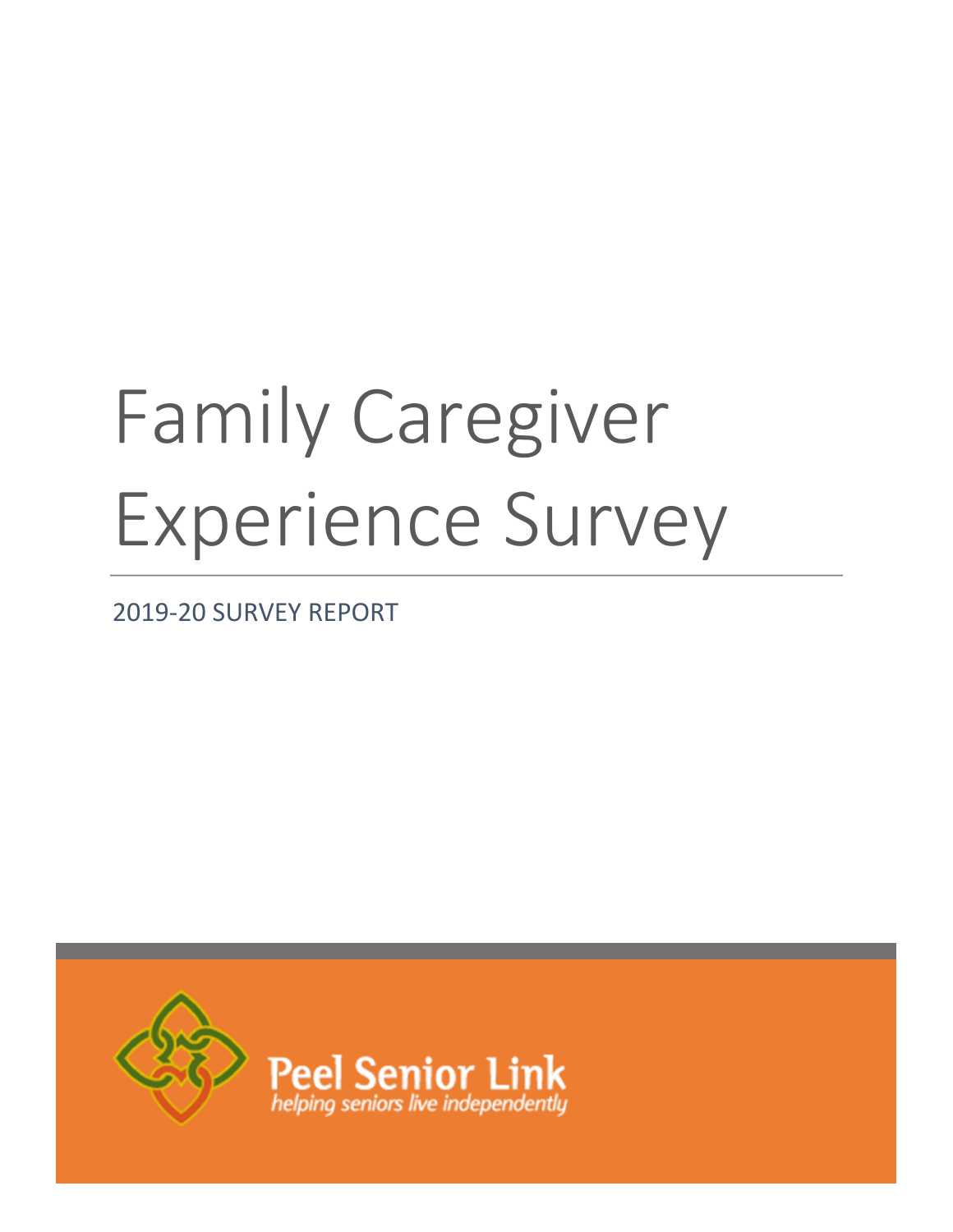# Family Caregiver Experience Survey

2019-20 SURVEY REPORT

Peel Senior Link

*helping seniors live independently*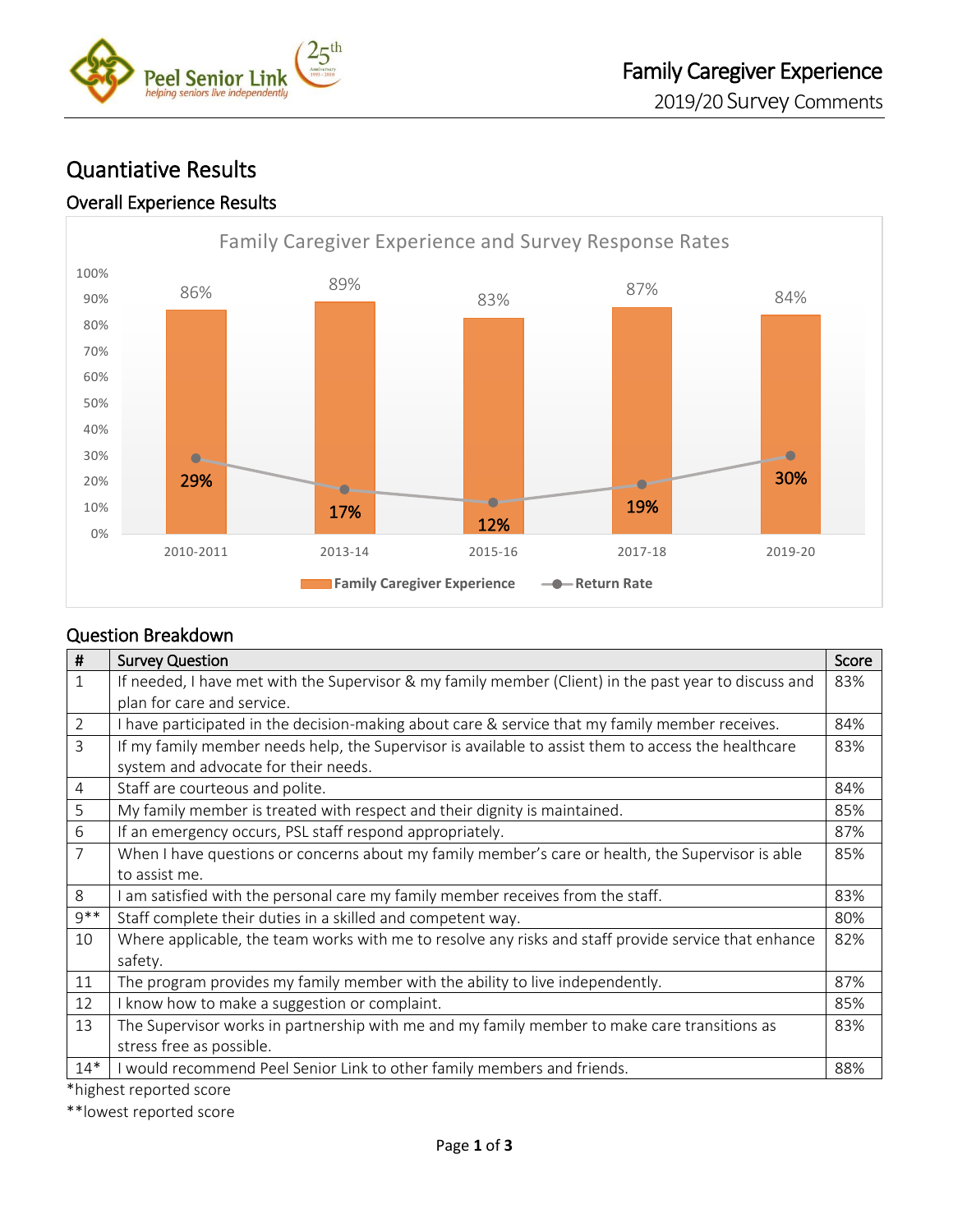# Quantiative Results

## Overall Experience Results

Family Caregiver Experience and Survey Response Rates

| Year | Family Caregiver Experience | Return Rate |
|---|---|---|
| 2010-2011 | 86% | 29% |
| 2013-14 | 89% | 17% |
| 2015-16 | 83% | 12% |
| 2017-18 | 87% | 19% |
| 2019-20 | 84% | 30% |

## Question Breakdown

| # | Survey Question | Score |
|---|---|---|
| 1 | If needed, I have met with the Supervisor & my family member (Client) in the past year to discuss and plan for care and service. | 83% |
| 2 | I have participated in the decision-making about care & service that my family member receives. | 84% |
| 3 | If my family member needs help, the Supervisor is available to assist them to access the healthcare system and advocate for their needs. | 83% |
| 4 | Staff are courteous and polite. | 84% |
| 5 | My family member is treated with respect and their dignity is maintained. | 85% |
| 6 | If an emergency occurs, PSL staff respond appropriately. | 87% |
| 7 | When I have questions or concerns about my family member's care or health, the Supervisor is able to assist me. | 85% |
| 8 | I am satisfied with the personal care my family member receives from the staff. | 83% |
| 9** | Staff complete their duties in a skilled and competent way. | 80% |
| 10 | Where applicable, the team works with me to resolve any risks and staff provide service that enhance safety. | 82% |
| 11 | The program provides my family member with the ability to live independently. | 87% |
| 12 | I know how to make a suggestion or complaint. | 85% |
| 13 | The Supervisor works in partnership with me and my family member to make care transitions as stress free as possible. | 83% |
| 14* | I would recommend Peel Senior Link to other family members and friends. | 88% |

*highest reported score

**lowest reported score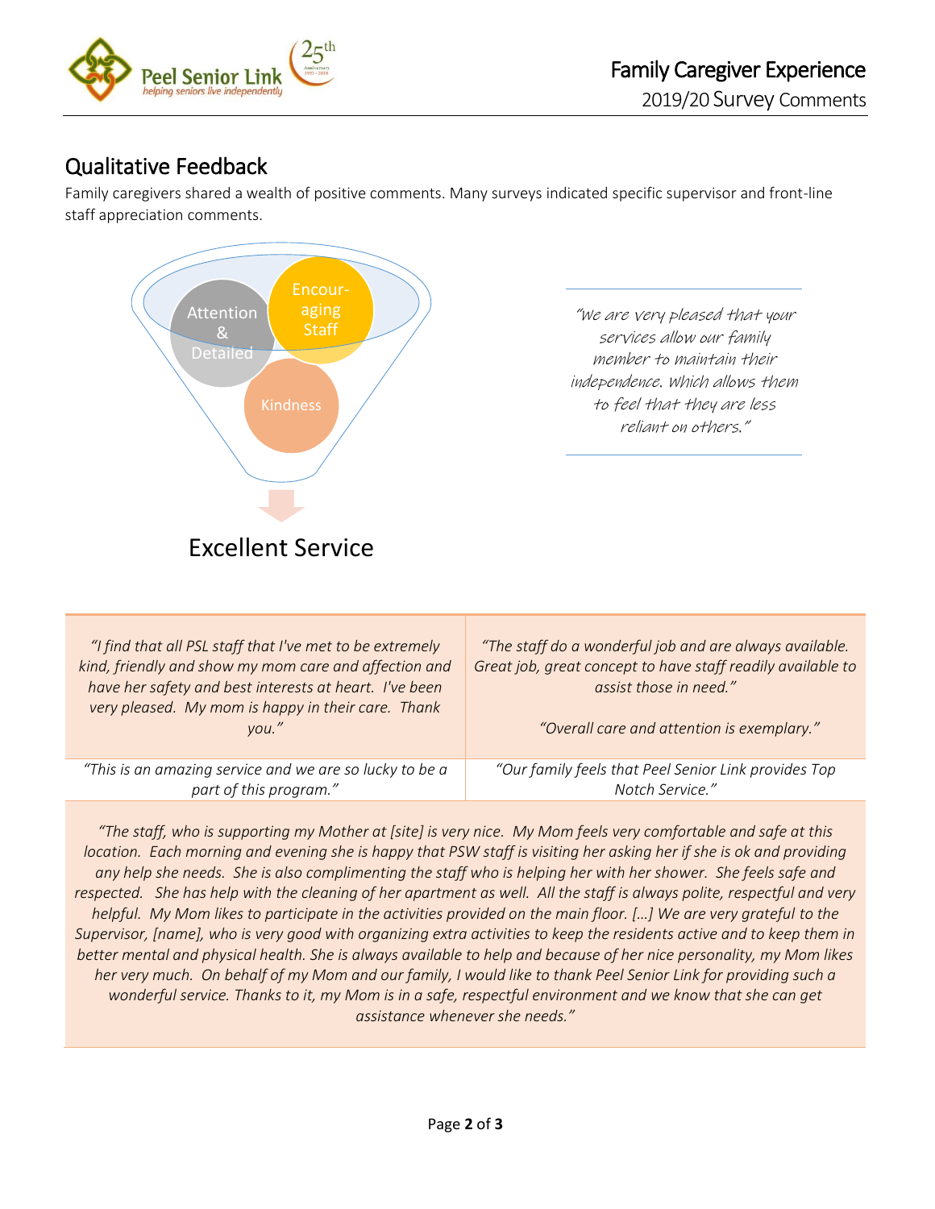## Qualitative Feedback

Family caregivers shared a wealth of positive comments. Many surveys indicated specific supervisor and front-line staff appreciation comments.

Attention & Detailed

Encouraging Staff

Kindness

Excellent Service

*"We are very pleased that your services allow our family member to maintain their independence. Which allows them to feel that they are less reliant on others."*

| | |
|---|---|
| *"I find that all PSL staff that I've met to be extremely kind, friendly and show my mom care and affection and have her safety and best interests at heart. I've been very pleased. My mom is happy in their care. Thank you."* | *"The staff do a wonderful job and are always available. Great job, great concept to have staff readily available to assist those in need."* <br><br> *"Overall care and attention is exemplary."* |
| *"This is an amazing service and we are so lucky to be a part of this program."* | *"Our family feels that Peel Senior Link provides Top Notch Service."* |

*"The staff, who is supporting my Mother at [site] is very nice. My Mom feels very comfortable and safe at this location. Each morning and evening she is happy that PSW staff is visiting her asking her if she is ok and providing any help she needs. She is also complimenting the staff who is helping her with her shower. She feels safe and respected. She has help with the cleaning of her apartment as well. All the staff is always polite, respectful and very helpful. My Mom likes to participate in the activities provided on the main floor. […] We are very grateful to the Supervisor, [name], who is very good with organizing extra activities to keep the residents active and to keep them in better mental and physical health. She is always available to help and because of her nice personality, my Mom likes her very much. On behalf of my Mom and our family, I would like to thank Peel Senior Link for providing such a wonderful service. Thanks to it, my Mom is in a safe, respectful environment and we know that she can get assistance whenever she needs."*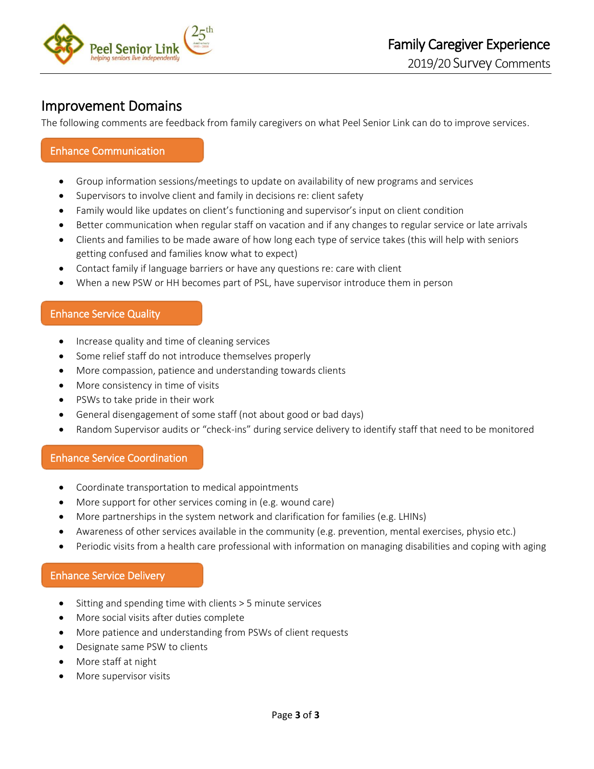## Improvement Domains

The following comments are feedback from family caregivers on what Peel Senior Link can do to improve services.

### Enhance Communication

- Group information sessions/meetings to update on availability of new programs and services
- Supervisors to involve client and family in decisions re: client safety
- Family would like updates on client's functioning and supervisor's input on client condition
- Better communication when regular staff on vacation and if any changes to regular service or late arrivals
- Clients and families to be made aware of how long each type of service takes (this will help with seniors getting confused and families know what to expect)
- Contact family if language barriers or have any questions re: care with client
- When a new PSW or HH becomes part of PSL, have supervisor introduce them in person

### Enhance Service Quality

- Increase quality and time of cleaning services
- Some relief staff do not introduce themselves properly
- More compassion, patience and understanding towards clients
- More consistency in time of visits
- PSWs to take pride in their work
- General disengagement of some staff (not about good or bad days)
- Random Supervisor audits or "check-ins" during service delivery to identify staff that need to be monitored

### Enhance Service Coordination

- Coordinate transportation to medical appointments
- More support for other services coming in (e.g. wound care)
- More partnerships in the system network and clarification for families (e.g. LHINs)
- Awareness of other services available in the community (e.g. prevention, mental exercises, physio etc.)
- Periodic visits from a health care professional with information on managing disabilities and coping with aging

### Enhance Service Delivery

- Sitting and spending time with clients > 5 minute services
- More social visits after duties complete
- More patience and understanding from PSWs of client requests
- Designate same PSW to clients
- More staff at night
- More supervisor visits